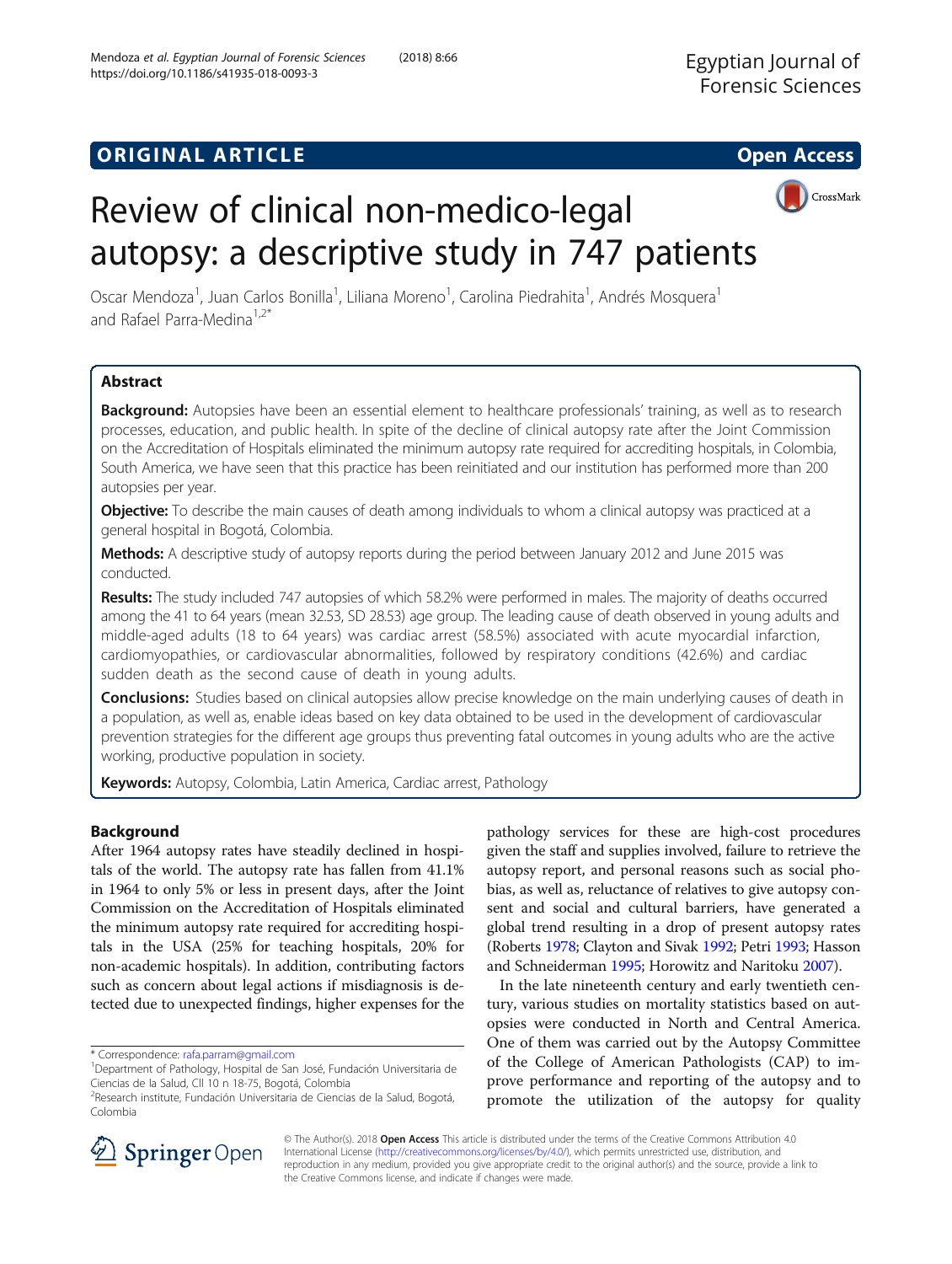ORIGINAL ARTICLE

Open Access

# Review of clinical non-medico-legal autopsy: a descriptive study in 747 patients

Oscar Mendoza[1], Juan Carlos Bonilla[1], Liliana Moreno[1], Carolina Piedrahita[1], Andrés Mosquera[1] and Rafael Parra-Medina[1,2*]

## Abstract

**Background:** Autopsies have been an essential element to healthcare professionals' training, as well as to research processes, education, and public health. In spite of the decline of clinical autopsy rate after the Joint Commission on the Accreditation of Hospitals eliminated the minimum autopsy rate required for accrediting hospitals, in Colombia, South America, we have seen that this practice has been reinitiated and our institution has performed more than 200 autopsies per year.

**Objective:** To describe the main causes of death among individuals to whom a clinical autopsy was practiced at a general hospital in Bogotá, Colombia.

**Methods:** A descriptive study of autopsy reports during the period between January 2012 and June 2015 was conducted.

**Results:** The study included 747 autopsies of which 58.2% were performed in males. The majority of deaths occurred among the 41 to 64 years (mean 32.53, SD 28.53) age group. The leading cause of death observed in young adults and middle-aged adults (18 to 64 years) was cardiac arrest (58.5%) associated with acute myocardial infarction, cardiomyopathies, or cardiovascular abnormalities, followed by respiratory conditions (42.6%) and cardiac sudden death as the second cause of death in young adults.

**Conclusions:** Studies based on clinical autopsies allow precise knowledge on the main underlying causes of death in a population, as well as, enable ideas based on key data obtained to be used in the development of cardiovascular prevention strategies for the different age groups thus preventing fatal outcomes in young adults who are the active working, productive population in society.

**Keywords:** Autopsy, Colombia, Latin America, Cardiac arrest, Pathology

## Background

After 1964 autopsy rates have steadily declined in hospitals of the world. The autopsy rate has fallen from 41.1% in 1964 to only 5% or less in present days, after the Joint Commission on the Accreditation of Hospitals eliminated the minimum autopsy rate required for accrediting hospitals in the USA (25% for teaching hospitals, 20% for non-academic hospitals). In addition, contributing factors such as concern about legal actions if misdiagnosis is detected due to unexpected findings, higher expenses for the pathology services for these are high-cost procedures given the staff and supplies involved, failure to retrieve the autopsy report, and personal reasons such as social phobias, as well as, reluctance of relatives to give autopsy consent and social and cultural barriers, have generated a global trend resulting in a drop of present autopsy rates (Roberts 1978; Clayton and Sivak 1992; Petri 1993; Hasson and Schneiderman 1995; Horowitz and Naritoku 2007).

In the late nineteenth century and early twentieth century, various studies on mortality statistics based on autopsies were conducted in North and Central America. One of them was carried out by the Autopsy Committee of the College of American Pathologists (CAP) to improve performance and reporting of the autopsy and to promote the utilization of the autopsy for quality

\* Correspondence: rafa.parram@gmail.com
[1]Department of Pathology, Hospital de San José, Fundación Universitaria de Ciencias de la Salud, Cll 10 n 18-75, Bogotá, Colombia
[2]Research institute, Fundación Universitaria de Ciencias de la Salud, Bogotá, Colombia

© The Author(s). 2018 **Open Access** This article is distributed under the terms of the Creative Commons Attribution 4.0 International License (http://creativecommons.org/licenses/by/4.0/), which permits unrestricted use, distribution, and reproduction in any medium, provided you give appropriate credit to the original author(s) and the source, provide a link to the Creative Commons license, and indicate if changes were made.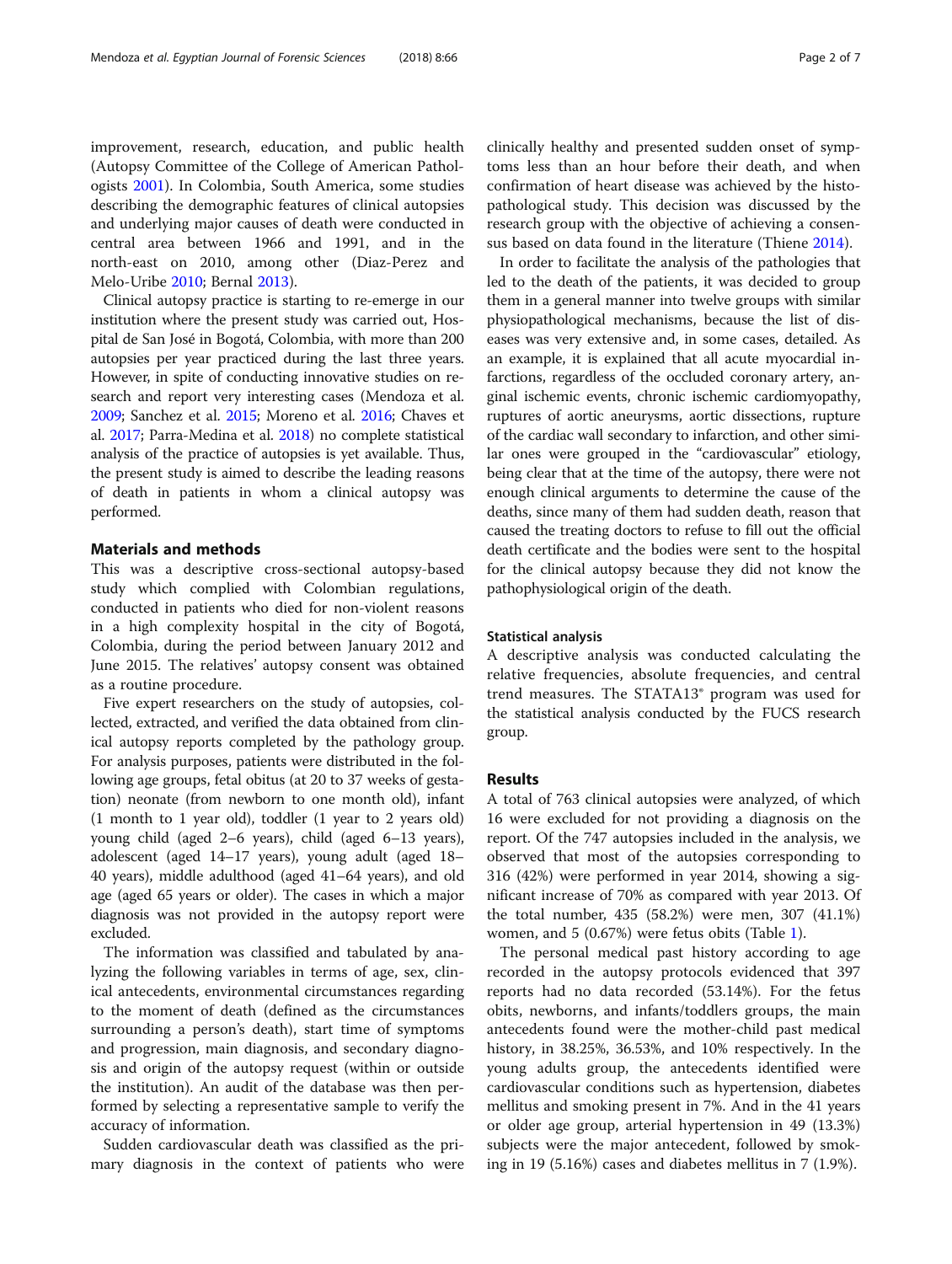improvement, research, education, and public health (Autopsy Committee of the College of American Pathologists 2001). In Colombia, South America, some studies describing the demographic features of clinical autopsies and underlying major causes of death were conducted in central area between 1966 and 1991, and in the north-east on 2010, among other (Diaz-Perez and Melo-Uribe 2010; Bernal 2013).

Clinical autopsy practice is starting to re-emerge in our institution where the present study was carried out, Hospital de San José in Bogotá, Colombia, with more than 200 autopsies per year practiced during the last three years. However, in spite of conducting innovative studies on research and report very interesting cases (Mendoza et al. 2009; Sanchez et al. 2015; Moreno et al. 2016; Chaves et al. 2017; Parra-Medina et al. 2018) no complete statistical analysis of the practice of autopsies is yet available. Thus, the present study is aimed to describe the leading reasons of death in patients in whom a clinical autopsy was performed.

## Materials and methods

This was a descriptive cross-sectional autopsy-based study which complied with Colombian regulations, conducted in patients who died for non-violent reasons in a high complexity hospital in the city of Bogotá, Colombia, during the period between January 2012 and June 2015. The relatives' autopsy consent was obtained as a routine procedure.

Five expert researchers on the study of autopsies, collected, extracted, and verified the data obtained from clinical autopsy reports completed by the pathology group. For analysis purposes, patients were distributed in the following age groups, fetal obitus (at 20 to 37 weeks of gestation) neonate (from newborn to one month old), infant (1 month to 1 year old), toddler (1 year to 2 years old) young child (aged 2–6 years), child (aged 6–13 years), adolescent (aged 14–17 years), young adult (aged 18–40 years), middle adulthood (aged 41–64 years), and old age (aged 65 years or older). The cases in which a major diagnosis was not provided in the autopsy report were excluded.

The information was classified and tabulated by analyzing the following variables in terms of age, sex, clinical antecedents, environmental circumstances regarding to the moment of death (defined as the circumstances surrounding a person's death), start time of symptoms and progression, main diagnosis, and secondary diagnosis and origin of the autopsy request (within or outside the institution). An audit of the database was then performed by selecting a representative sample to verify the accuracy of information.

Sudden cardiovascular death was classified as the primary diagnosis in the context of patients who were clinically healthy and presented sudden onset of symptoms less than an hour before their death, and when confirmation of heart disease was achieved by the histopathological study. This decision was discussed by the research group with the objective of achieving a consensus based on data found in the literature (Thiene 2014).

In order to facilitate the analysis of the pathologies that led to the death of the patients, it was decided to group them in a general manner into twelve groups with similar physiopathological mechanisms, because the list of diseases was very extensive and, in some cases, detailed. As an example, it is explained that all acute myocardial infarctions, regardless of the occluded coronary artery, anginal ischemic events, chronic ischemic cardiomyopathy, ruptures of aortic aneurysms, aortic dissections, rupture of the cardiac wall secondary to infarction, and other similar ones were grouped in the "cardiovascular" etiology, being clear that at the time of the autopsy, there were not enough clinical arguments to determine the cause of the deaths, since many of them had sudden death, reason that caused the treating doctors to refuse to fill out the official death certificate and the bodies were sent to the hospital for the clinical autopsy because they did not know the pathophysiological origin of the death.

### Statistical analysis

A descriptive analysis was conducted calculating the relative frequencies, absolute frequencies, and central trend measures. The STATA13® program was used for the statistical analysis conducted by the FUCS research group.

## Results

A total of 763 clinical autopsies were analyzed, of which 16 were excluded for not providing a diagnosis on the report. Of the 747 autopsies included in the analysis, we observed that most of the autopsies corresponding to 316 (42%) were performed in year 2014, showing a significant increase of 70% as compared with year 2013. Of the total number, 435 (58.2%) were men, 307 (41.1%) women, and 5 (0.67%) were fetus obits (Table 1).

The personal medical past history according to age recorded in the autopsy protocols evidenced that 397 reports had no data recorded (53.14%). For the fetus obits, newborns, and infants/toddlers groups, the main antecedents found were the mother-child past medical history, in 38.25%, 36.53%, and 10% respectively. In the young adults group, the antecedents identified were cardiovascular conditions such as hypertension, diabetes mellitus and smoking present in 7%. And in the 41 years or older age group, arterial hypertension in 49 (13.3%) subjects were the major antecedent, followed by smoking in 19 (5.16%) cases and diabetes mellitus in 7 (1.9%).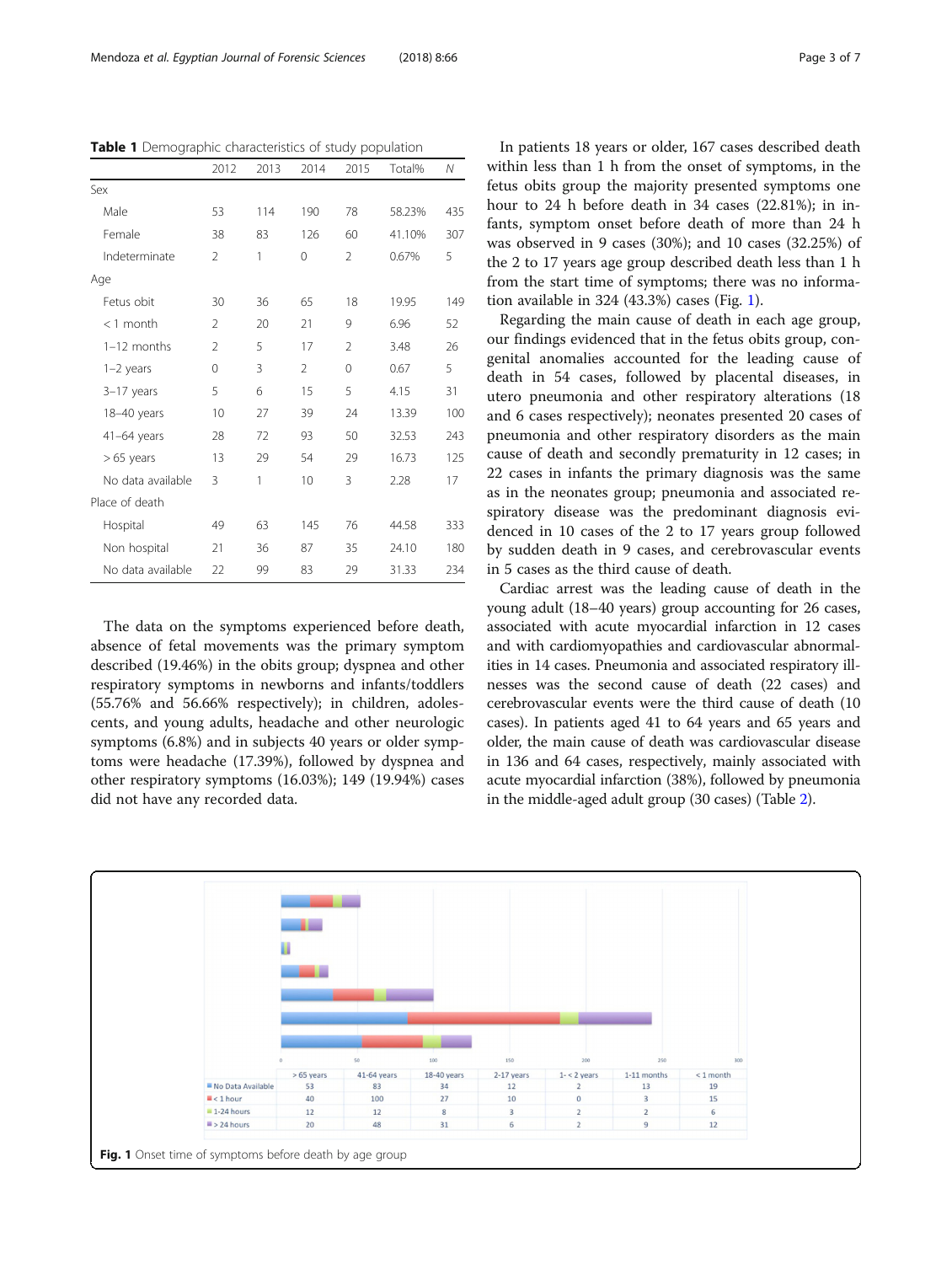**Table 1** Demographic characteristics of study population

| | 2012 | 2013 | 2014 | 2015 | Total% | N |
|---|---|---|---|---|---|---|
| Sex | | | | | | |
| Male | 53 | 114 | 190 | 78 | 58.23% | 435 |
| Female | 38 | 83 | 126 | 60 | 41.10% | 307 |
| Indeterminate | 2 | 1 | 0 | 2 | 0.67% | 5 |
| Age | | | | | | |
| Fetus obit | 30 | 36 | 65 | 18 | 19.95 | 149 |
| < 1 month | 2 | 20 | 21 | 9 | 6.96 | 52 |
| 1–12 months | 2 | 5 | 17 | 2 | 3.48 | 26 |
| 1–2 years | 0 | 3 | 2 | 0 | 0.67 | 5 |
| 3–17 years | 5 | 6 | 15 | 5 | 4.15 | 31 |
| 18–40 years | 10 | 27 | 39 | 24 | 13.39 | 100 |
| 41–64 years | 28 | 72 | 93 | 50 | 32.53 | 243 |
| > 65 years | 13 | 29 | 54 | 29 | 16.73 | 125 |
| No data available | 3 | 1 | 10 | 3 | 2.28 | 17 |
| Place of death | | | | | | |
| Hospital | 49 | 63 | 145 | 76 | 44.58 | 333 |
| Non hospital | 21 | 36 | 87 | 35 | 24.10 | 180 |
| No data available | 22 | 99 | 83 | 29 | 31.33 | 234 |

The data on the symptoms experienced before death, absence of fetal movements was the primary symptom described (19.46%) in the obits group; dyspnea and other respiratory symptoms in newborns and infants/toddlers (55.76% and 56.66% respectively); in children, adolescents, and young adults, headache and other neurologic symptoms (6.8%) and in subjects 40 years or older symptoms were headache (17.39%), followed by dyspnea and other respiratory symptoms (16.03%); 149 (19.94%) cases did not have any recorded data.

In patients 18 years or older, 167 cases described death within less than 1 h from the onset of symptoms, in the fetus obits group the majority presented symptoms one hour to 24 h before death in 34 cases (22.81%); in infants, symptom onset before death of more than 24 h was observed in 9 cases (30%); and 10 cases (32.25%) of the 2 to 17 years age group described death less than 1 h from the start time of symptoms; there was no information available in 324 (43.3%) cases (Fig. 1).

Regarding the main cause of death in each age group, our findings evidenced that in the fetus obits group, congenital anomalies accounted for the leading cause of death in 54 cases, followed by placental diseases, in utero pneumonia and other respiratory alterations (18 and 6 cases respectively); neonates presented 20 cases of pneumonia and other respiratory disorders as the main cause of death and secondly prematurity in 12 cases; in 22 cases in infants the primary diagnosis was the same as in the neonates group; pneumonia and associated respiratory disease was the predominant diagnosis evidenced in 10 cases of the 2 to 17 years group followed by sudden death in 9 cases, and cerebrovascular events in 5 cases as the third cause of death.

Cardiac arrest was the leading cause of death in the young adult (18–40 years) group accounting for 26 cases, associated with acute myocardial infarction in 12 cases and with cardiomyopathies and cardiovascular abnormalities in 14 cases. Pneumonia and associated respiratory illnesses was the second cause of death (22 cases) and cerebrovascular events were the third cause of death (10 cases). In patients aged 41 to 64 years and 65 years and older, the main cause of death was cardiovascular disease in 136 and 64 cases, respectively, mainly associated with acute myocardial infarction (38%), followed by pneumonia in the middle-aged adult group (30 cases) (Table 2).

| | > 65 years | 41-64 years | 18-40 years | 2-17 years | 1- < 2 years | 1-11 months | < 1 month |
|---|---|---|---|---|---|---|---|
| No Data Available | 53 | 83 | 34 | 12 | 2 | 13 | 19 |
| < 1 hour | 40 | 100 | 27 | 10 | 0 | 3 | 15 |
| 1-24 hours | 12 | 12 | 8 | 3 | 2 | 2 | 6 |
| > 24 hours | 20 | 48 | 31 | 6 | 2 | 9 | 12 |

**Fig. 1** Onset time of symptoms before death by age group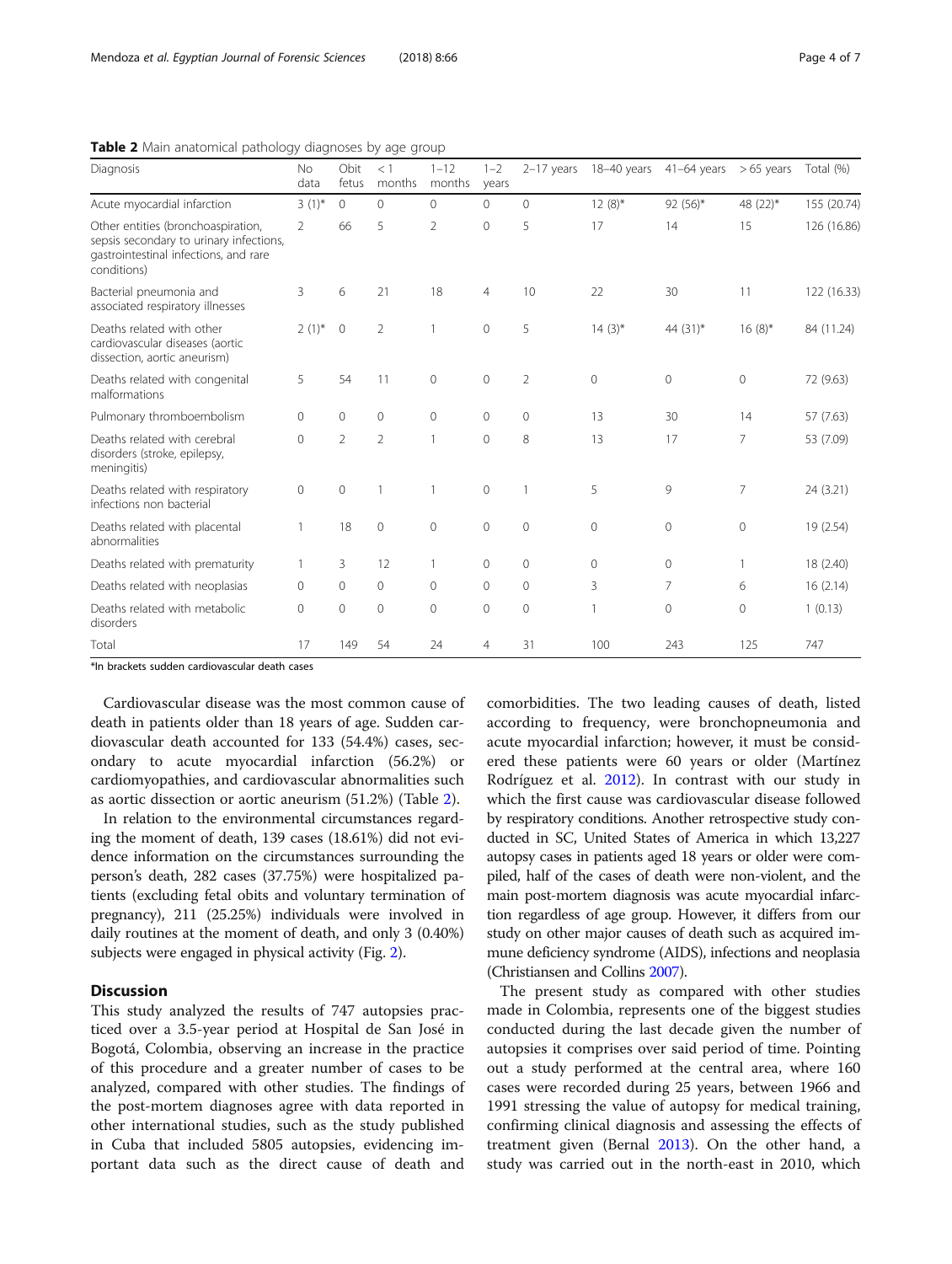**Table 2** Main anatomical pathology diagnoses by age group

| Diagnosis | No data | Obit fetus | < 1 months | 1–12 months | 1–2 years | 2–17 years | 18–40 years | 41–64 years | > 65 years | Total (%) |
|---|---|---|---|---|---|---|---|---|---|---|
| Acute myocardial infarction | 3 (1)* | 0 | 0 | 0 | 0 | 0 | 12 (8)* | 92 (56)* | 48 (22)* | 155 (20.74) |
| Other entities (bronchoaspiration, sepsis secondary to urinary infections, gastrointestinal infections, and rare conditions) | 2 | 66 | 5 | 2 | 0 | 5 | 17 | 14 | 15 | 126 (16.86) |
| Bacterial pneumonia and associated respiratory illnesses | 3 | 6 | 21 | 18 | 4 | 10 | 22 | 30 | 11 | 122 (16.33) |
| Deaths related with other cardiovascular diseases (aortic dissection, aortic aneurism) | 2 (1)* | 0 | 2 | 1 | 0 | 5 | 14 (3)* | 44 (31)* | 16 (8)* | 84 (11.24) |
| Deaths related with congenital malformations | 5 | 54 | 11 | 0 | 0 | 2 | 0 | 0 | 0 | 72 (9.63) |
| Pulmonary thromboembolism | 0 | 0 | 0 | 0 | 0 | 0 | 13 | 30 | 14 | 57 (7.63) |
| Deaths related with cerebral disorders (stroke, epilepsy, meningitis) | 0 | 2 | 2 | 1 | 0 | 8 | 13 | 17 | 7 | 53 (7.09) |
| Deaths related with respiratory infections non bacterial | 0 | 0 | 1 | 1 | 0 | 1 | 5 | 9 | 7 | 24 (3.21) |
| Deaths related with placental abnormalities | 1 | 18 | 0 | 0 | 0 | 0 | 0 | 0 | 0 | 19 (2.54) |
| Deaths related with prematurity | 1 | 3 | 12 | 1 | 0 | 0 | 0 | 0 | 1 | 18 (2.40) |
| Deaths related with neoplasias | 0 | 0 | 0 | 0 | 0 | 0 | 3 | 7 | 6 | 16 (2.14) |
| Deaths related with metabolic disorders | 0 | 0 | 0 | 0 | 0 | 0 | 1 | 0 | 0 | 1 (0.13) |
| Total | 17 | 149 | 54 | 24 | 4 | 31 | 100 | 243 | 125 | 747 |

*In brackets sudden cardiovascular death cases

Cardiovascular disease was the most common cause of death in patients older than 18 years of age. Sudden cardiovascular death accounted for 133 (54.4%) cases, secondary to acute myocardial infarction (56.2%) or cardiomyopathies, and cardiovascular abnormalities such as aortic dissection or aortic aneurism (51.2%) (Table 2).

In relation to the environmental circumstances regarding the moment of death, 139 cases (18.61%) did not evidence information on the circumstances surrounding the person's death, 282 cases (37.75%) were hospitalized patients (excluding fetal obits and voluntary termination of pregnancy), 211 (25.25%) individuals were involved in daily routines at the moment of death, and only 3 (0.40%) subjects were engaged in physical activity (Fig. 2).

## Discussion

This study analyzed the results of 747 autopsies practiced over a 3.5-year period at Hospital de San José in Bogotá, Colombia, observing an increase in the practice of this procedure and a greater number of cases to be analyzed, compared with other studies. The findings of the post-mortem diagnoses agree with data reported in other international studies, such as the study published in Cuba that included 5805 autopsies, evidencing important data such as the direct cause of death and comorbidities. The two leading causes of death, listed according to frequency, were bronchopneumonia and acute myocardial infarction; however, it must be considered these patients were 60 years or older (Martínez Rodríguez et al. 2012). In contrast with our study in which the first cause was cardiovascular disease followed by respiratory conditions. Another retrospective study conducted in SC, United States of America in which 13,227 autopsy cases in patients aged 18 years or older were compiled, half of the cases of death were non-violent, and the main post-mortem diagnosis was acute myocardial infarction regardless of age group. However, it differs from our study on other major causes of death such as acquired immune deficiency syndrome (AIDS), infections and neoplasia (Christiansen and Collins 2007).

The present study as compared with other studies made in Colombia, represents one of the biggest studies conducted during the last decade given the number of autopsies it comprises over said period of time. Pointing out a study performed at the central area, where 160 cases were recorded during 25 years, between 1966 and 1991 stressing the value of autopsy for medical training, confirming clinical diagnosis and assessing the effects of treatment given (Bernal 2013). On the other hand, a study was carried out in the north-east in 2010, which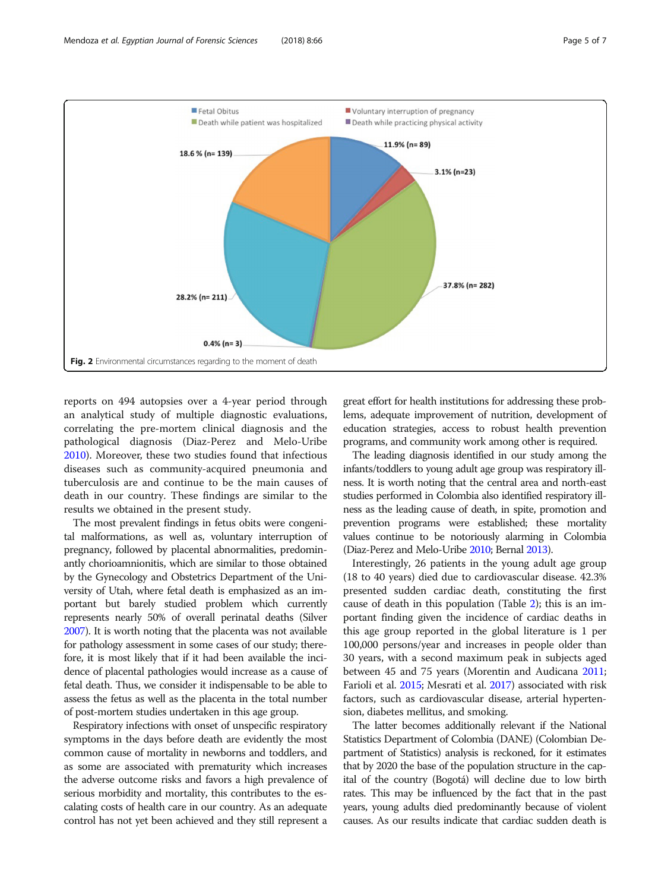Fig. 2 Environmental circumstances regarding to the moment of death

reports on 494 autopsies over a 4-year period through an analytical study of multiple diagnostic evaluations, correlating the pre-mortem clinical diagnosis and the pathological diagnosis (Diaz-Perez and Melo-Uribe 2010). Moreover, these two studies found that infectious diseases such as community-acquired pneumonia and tuberculosis are and continue to be the main causes of death in our country. These findings are similar to the results we obtained in the present study.

The most prevalent findings in fetus obits were congenital malformations, as well as, voluntary interruption of pregnancy, followed by placental abnormalities, predominantly chorioamnionitis, which are similar to those obtained by the Gynecology and Obstetrics Department of the University of Utah, where fetal death is emphasized as an important but barely studied problem which currently represents nearly 50% of overall perinatal deaths (Silver 2007). It is worth noting that the placenta was not available for pathology assessment in some cases of our study; therefore, it is most likely that if it had been available the incidence of placental pathologies would increase as a cause of fetal death. Thus, we consider it indispensable to be able to assess the fetus as well as the placenta in the total number of post-mortem studies undertaken in this age group.

Respiratory infections with onset of unspecific respiratory symptoms in the days before death are evidently the most common cause of mortality in newborns and toddlers, and as some are associated with prematurity which increases the adverse outcome risks and favors a high prevalence of serious morbidity and mortality, this contributes to the escalating costs of health care in our country. As an adequate control has not yet been achieved and they still represent a great effort for health institutions for addressing these problems, adequate improvement of nutrition, development of education strategies, access to robust health prevention programs, and community work among other is required.

The leading diagnosis identified in our study among the infants/toddlers to young adult age group was respiratory illness. It is worth noting that the central area and north-east studies performed in Colombia also identified respiratory illness as the leading cause of death, in spite, promotion and prevention programs were established; these mortality values continue to be notoriously alarming in Colombia (Diaz-Perez and Melo-Uribe 2010; Bernal 2013).

Interestingly, 26 patients in the young adult age group (18 to 40 years) died due to cardiovascular disease. 42.3% presented sudden cardiac death, constituting the first cause of death in this population (Table 2); this is an important finding given the incidence of cardiac deaths in this age group reported in the global literature is 1 per 100,000 persons/year and increases in people older than 30 years, with a second maximum peak in subjects aged between 45 and 75 years (Morentin and Audicana 2011; Farioli et al. 2015; Mesrati et al. 2017) associated with risk factors, such as cardiovascular disease, arterial hypertension, diabetes mellitus, and smoking.

The latter becomes additionally relevant if the National Statistics Department of Colombia (DANE) (Colombian Department of Statistics) analysis is reckoned, for it estimates that by 2020 the base of the population structure in the capital of the country (Bogotá) will decline due to low birth rates. This may be influenced by the fact that in the past years, young adults died predominantly because of violent causes. As our results indicate that cardiac sudden death is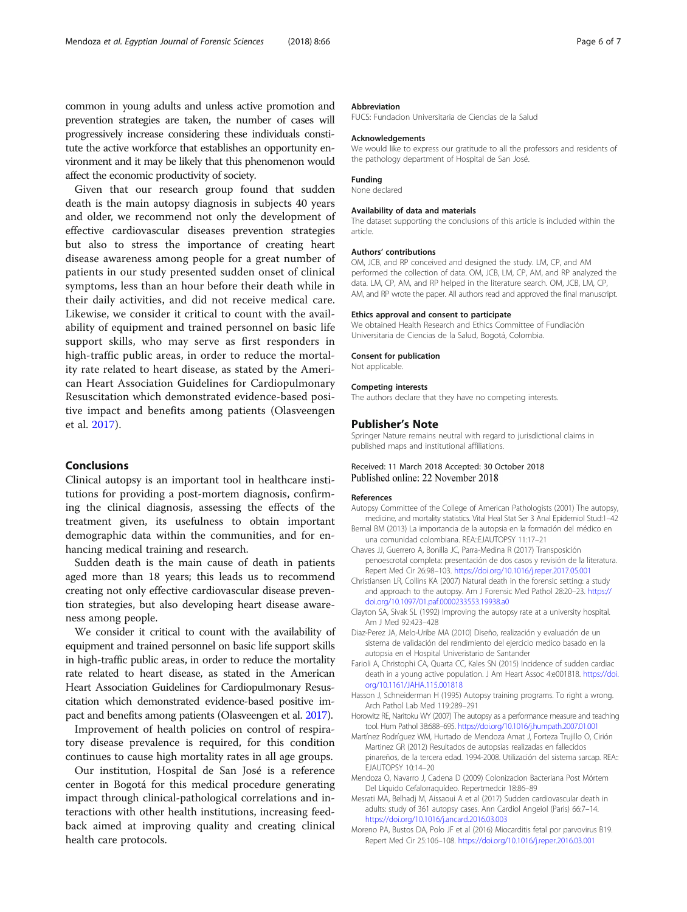common in young adults and unless active promotion and prevention strategies are taken, the number of cases will progressively increase considering these individuals constitute the active workforce that establishes an opportunity environment and it may be likely that this phenomenon would affect the economic productivity of society.

Given that our research group found that sudden death is the main autopsy diagnosis in subjects 40 years and older, we recommend not only the development of effective cardiovascular diseases prevention strategies but also to stress the importance of creating heart disease awareness among people for a great number of patients in our study presented sudden onset of clinical symptoms, less than an hour before their death while in their daily activities, and did not receive medical care. Likewise, we consider it critical to count with the availability of equipment and trained personnel on basic life support skills, who may serve as first responders in high-traffic public areas, in order to reduce the mortality rate related to heart disease, as stated by the American Heart Association Guidelines for Cardiopulmonary Resuscitation which demonstrated evidence-based positive impact and benefits among patients (Olasveengen et al. 2017).

## Conclusions

Clinical autopsy is an important tool in healthcare institutions for providing a post-mortem diagnosis, confirming the clinical diagnosis, assessing the effects of the treatment given, its usefulness to obtain important demographic data within the communities, and for enhancing medical training and research.

Sudden death is the main cause of death in patients aged more than 18 years; this leads us to recommend creating not only effective cardiovascular disease prevention strategies, but also developing heart disease awareness among people.

We consider it critical to count with the availability of equipment and trained personnel on basic life support skills in high-traffic public areas, in order to reduce the mortality rate related to heart disease, as stated in the American Heart Association Guidelines for Cardiopulmonary Resuscitation which demonstrated evidence-based positive impact and benefits among patients (Olasveengen et al. 2017).

Improvement of health policies on control of respiratory disease prevalence is required, for this condition continues to cause high mortality rates in all age groups.

Our institution, Hospital de San José is a reference center in Bogotá for this medical procedure generating impact through clinical-pathological correlations and interactions with other health institutions, increasing feedback aimed at improving quality and creating clinical health care protocols.

### Abbreviation

FUCS: Fundacion Universitaria de Ciencias de la Salud

### Acknowledgements

We would like to express our gratitude to all the professors and residents of the pathology department of Hospital de San José.

### Funding

None declared

### Availability of data and materials

The dataset supporting the conclusions of this article is included within the article.

### Authors' contributions

OM, JCB, and RP conceived and designed the study. LM, CP, and AM performed the collection of data. OM, JCB, LM, CP, AM, and RP analyzed the data. LM, CP, AM, and RP helped in the literature search. OM, JCB, LM, CP, AM, and RP wrote the paper. All authors read and approved the final manuscript.

### Ethics approval and consent to participate

We obtained Health Research and Ethics Committee of Fundición Universitaria de Ciencias de la Salud, Bogotá, Colombia.

### Consent for publication

Not applicable.

### Competing interests

The authors declare that they have no competing interests.

## Publisher's Note

Springer Nature remains neutral with regard to jurisdictional claims in published maps and institutional affiliations.

Received: 11 March 2018 Accepted: 30 October 2018
Published online: 22 November 2018

### References

Autopsy Committee of the College of American Pathologists (2001) The autopsy, medicine, and mortality statistics. Vital Heal Stat Ser 3 Anal Epidemiol Stud:1–42

Bernal BM (2013) La importancia de la autopsia en la formación del médico en una comunidad colombiana. REA::EJAUTOPSY 11:17–21

Chaves JJ, Guerrero A, Bonilla JC, Parra-Medina R (2017) Transposición penoescrotal completa: presentación de dos casos y revisión de la literatura. Repert Med Cir 26:98–103. https://doi.org/10.1016/j.reper.2017.05.001

Christiansen LR, Collins KA (2007) Natural death in the forensic setting: a study and approach to the autopsy. Am J Forensic Med Pathol 28:20–23. https://doi.org/10.1097/01.paf.0000233553.19938.a0

Clayton SA, Sivak SL (1992) Improving the autopsy rate at a university hospital. Am J Med 92:423–428

Diaz-Perez JA, Melo-Uribe MA (2010) Diseño, realización y evaluación de un sistema de validación del rendimiento del ejercicio medico basado en la autopsia en el Hospital Univeristario de Santander

Farioli A, Christophi CA, Quarta CC, Kales SN (2015) Incidence of sudden cardiac death in a young active population. J Am Heart Assoc 4:e001818. https://doi.org/10.1161/JAHA.115.001818

Hasson J, Schneiderman H (1995) Autopsy training programs. To right a wrong. Arch Pathol Lab Med 119:289–291

Horowitz RE, Naritoku WY (2007) The autopsy as a performance measure and teaching tool. Hum Pathol 38:688–695. https://doi.org/10.1016/j.humpath.2007.01.001

Martínez Rodríguez WM, Hurtado de Mendoza Amat J, Forteza Trujillo O, Cirión Martinez GR (2012) Resultados de autopsias realizadas en fallecidos pinareños, de la tercera edad. 1994-2008. Utilización del sistema sarcap. REA::EJAUTOPSY 10:14–20

Mendoza O, Navarro J, Cadena D (2009) Colonizacion Bacteriana Post Mórtem Del Líquido Cefalorraquídeo. Repertmedcir 18:86–89

Mesrati MA, Belhadj M, Aissaoui A et al (2017) Sudden cardiovascular death in adults: study of 361 autopsy cases. Ann Cardiol Angeiol (Paris) 66:7–14. https://doi.org/10.1016/j.ancard.2016.03.003

Moreno PA, Bustos DA, Polo JF et al (2016) Miocarditis fetal por parvovirus B19. Repert Med Cir 25:106–108. https://doi.org/10.1016/j.reper.2016.03.001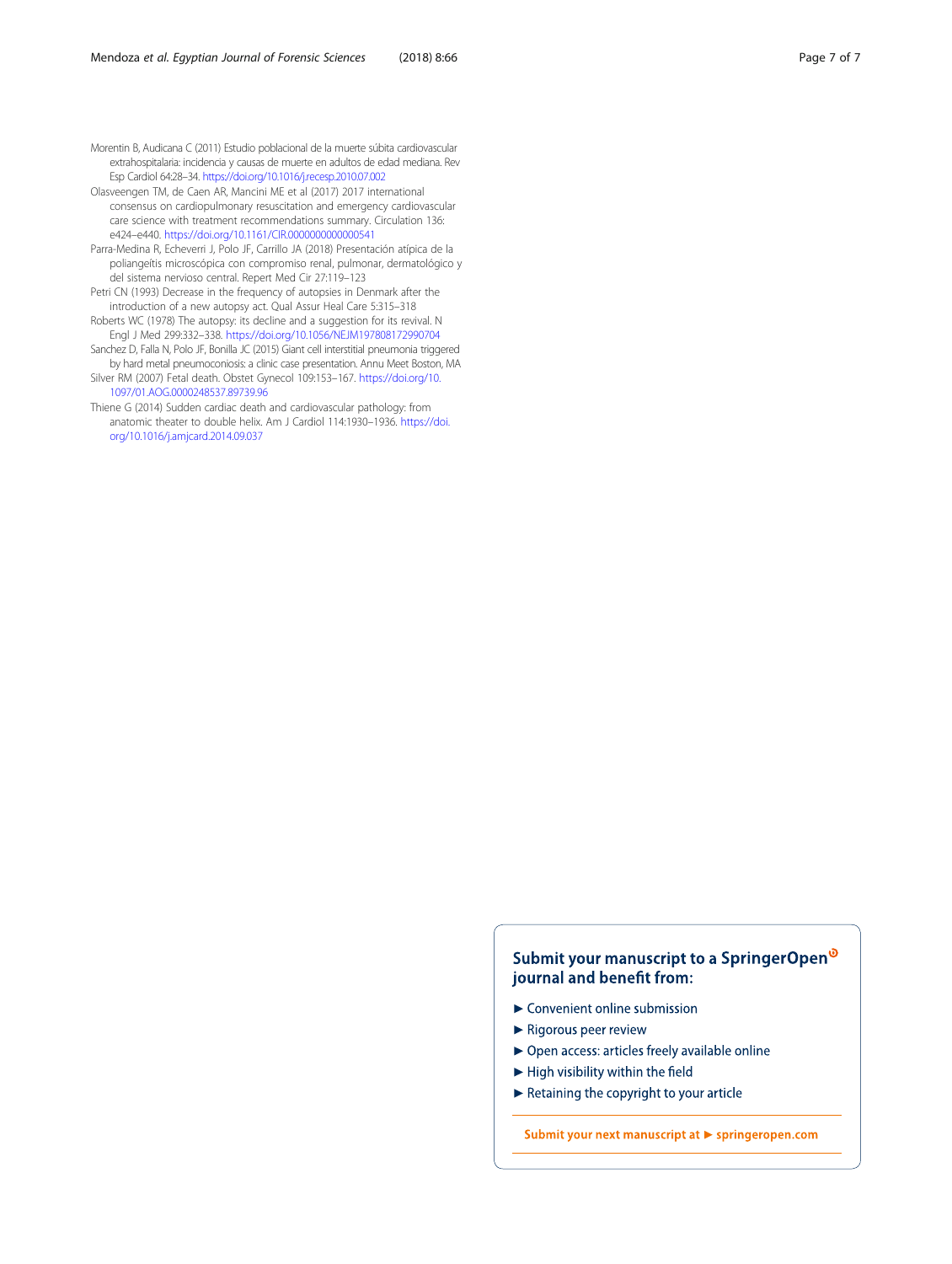Morentin B, Audicana C (2011) Estudio poblacional de la muerte súbita cardiovascular extrahospitalaria: incidencia y causas de muerte en adultos de edad mediana. Rev Esp Cardiol 64:28–34. https://doi.org/10.1016/j.recesp.2010.07.002

Olasveengen TM, de Caen AR, Mancini ME et al (2017) 2017 international consensus on cardiopulmonary resuscitation and emergency cardiovascular care science with treatment recommendations summary. Circulation 136: e424–e440. https://doi.org/10.1161/CIR.0000000000000541

Parra-Medina R, Echeverri J, Polo JF, Carrillo JA (2018) Presentación atípica de la poliangeítis microscópica con compromiso renal, pulmonar, dermatológico y del sistema nervioso central. Repert Med Cir 27:119–123

Petri CN (1993) Decrease in the frequency of autopsies in Denmark after the introduction of a new autopsy act. Qual Assur Heal Care 5:315–318

Roberts WC (1978) The autopsy: its decline and a suggestion for its revival. N Engl J Med 299:332–338. https://doi.org/10.1056/NEJM197808172990704

Sanchez D, Falla N, Polo JF, Bonilla JC (2015) Giant cell interstitial pneumonia triggered by hard metal pneumoconiosis: a clinic case presentation. Annu Meet Boston, MA

Silver RM (2007) Fetal death. Obstet Gynecol 109:153–167. https://doi.org/10.1097/01.AOG.0000248537.89739.96

Thiene G (2014) Sudden cardiac death and cardiovascular pathology: from anatomic theater to double helix. Am J Cardiol 114:1930–1936. https://doi.org/10.1016/j.amjcard.2014.09.037

**Submit your manuscript to a SpringerOpen journal and benefit from:**

- ► Convenient online submission
- ► Rigorous peer review
- ► Open access: articles freely available online
- ► High visibility within the field
- ► Retaining the copyright to your article

**Submit your next manuscript at ► springeropen.com**